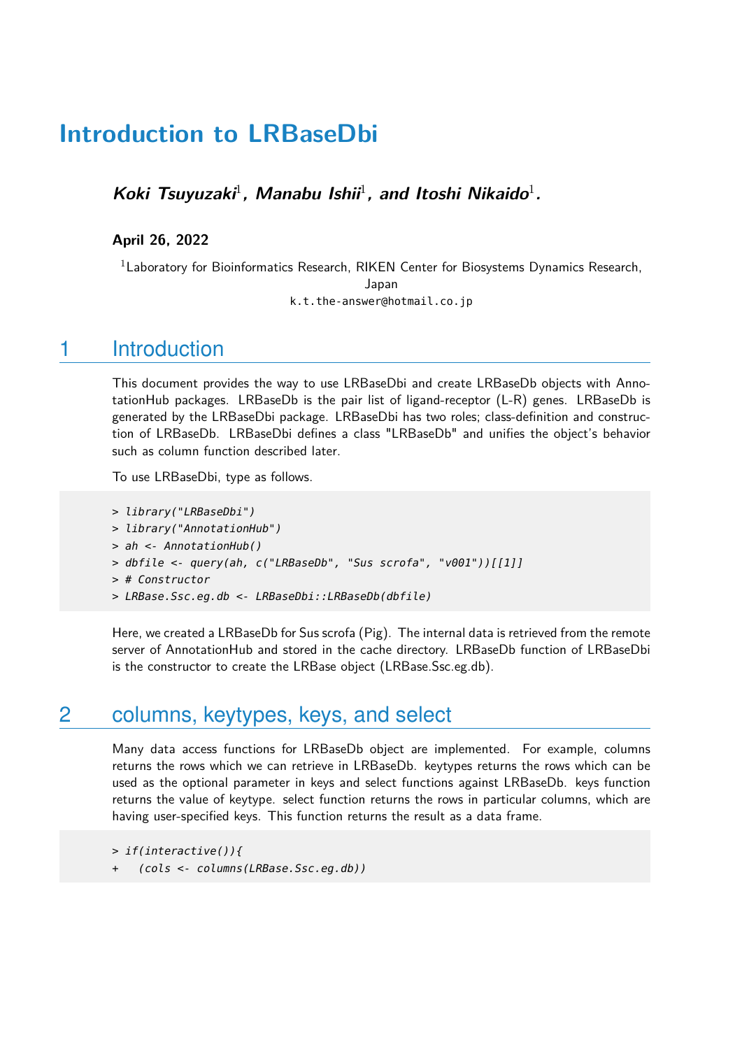# Introduction to LRBaseDbi

***Koki Tsuyuzaki*[1]*, Manabu Ishii*[1]*, and Itoshi Nikaido*[1]*.***

**April 26, 2022**

[1]Laboratory for Bioinformatics Research, RIKEN Center for Biosystems Dynamics Research, Japan
k.t.the-answer@hotmail.co.jp

## 1 Introduction

This document provides the way to use LRBaseDbi and create LRBaseDb objects with AnnotationHub packages. LRBaseDb is the pair list of ligand-receptor (L-R) genes. LRBaseDb is generated by the LRBaseDbi package. LRBaseDbi has two roles; class-definition and construction of LRBaseDb. LRBaseDbi defines a class "LRBaseDb" and unifies the object's behavior such as column function described later.

To use LRBaseDbi, type as follows.

```
> library("LRBaseDbi")
> library("AnnotationHub")
> ah <- AnnotationHub()
> dbfile <- query(ah, c("LRBaseDb", "Sus scrofa", "v001"))[[1]]
> # Constructor
> LRBase.Ssc.eg.db <- LRBaseDbi::LRBaseDb(dbfile)
```

Here, we created a LRBaseDb for Sus scrofa (Pig). The internal data is retrieved from the remote server of AnnotationHub and stored in the cache directory. LRBaseDb function of LRBaseDbi is the constructor to create the LRBase object (LRBase.Ssc.eg.db).

## 2 columns, keytypes, keys, and select

Many data access functions for LRBaseDb object are implemented. For example, columns returns the rows which we can retrieve in LRBaseDb. keytypes returns the rows which can be used as the optional parameter in keys and select functions against LRBaseDb. keys function returns the value of keytype. select function returns the rows in particular columns, which are having user-specified keys. This function returns the result as a data frame.

```
> if(interactive()){
+   (cols <- columns(LRBase.Ssc.eg.db))
```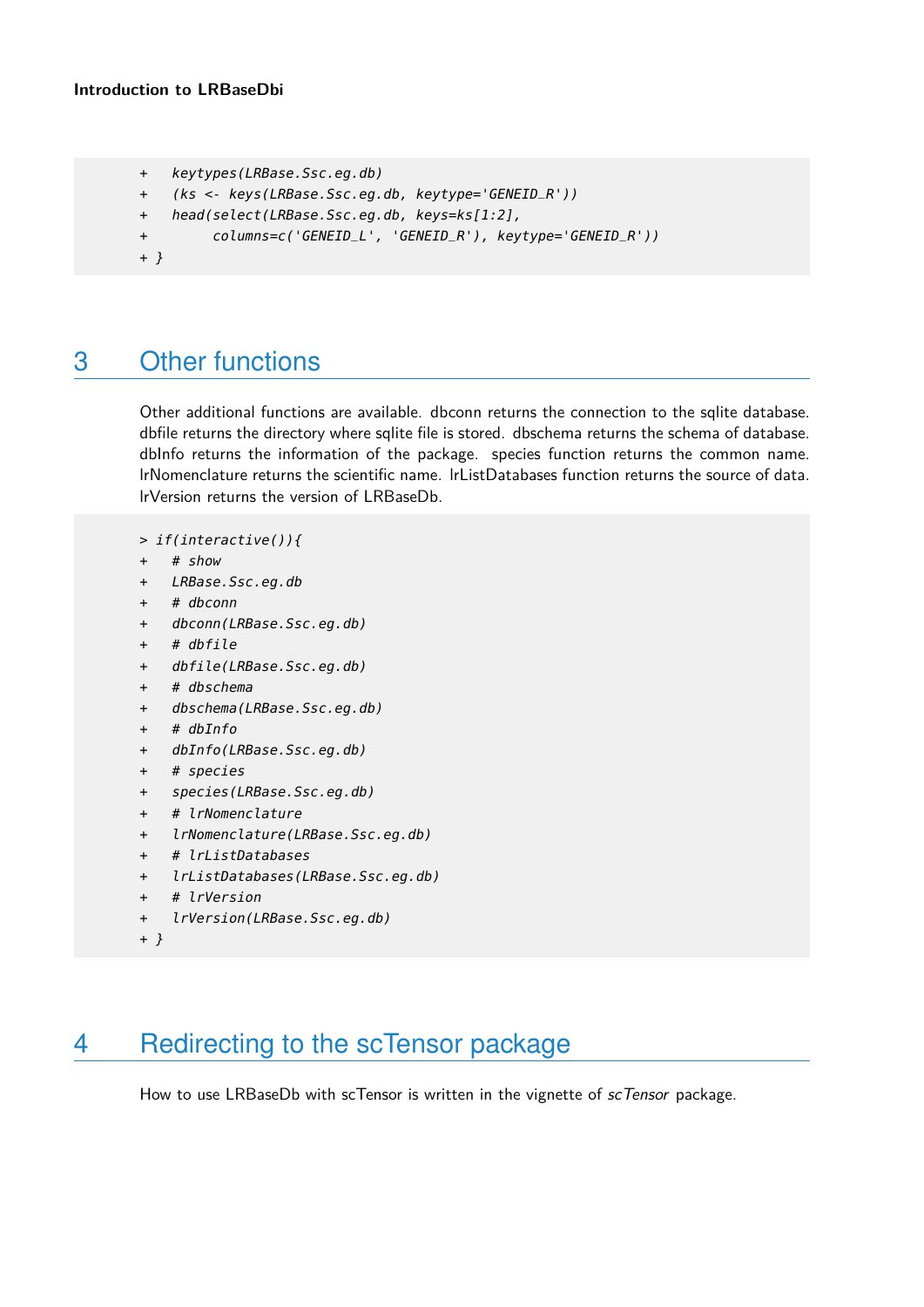```
+   keytypes(LRBase.Ssc.eg.db)
+   (ks <- keys(LRBase.Ssc.eg.db, keytype='GENEID_R'))
+   head(select(LRBase.Ssc.eg.db, keys=ks[1:2],
+        columns=c('GENEID_L', 'GENEID_R'), keytype='GENEID_R'))
+ }
```

## 3 Other functions

Other additional functions are available. dbconn returns the connection to the sqlite database. dbfile returns the directory where sqlite file is stored. dbschema returns the schema of database. dbInfo returns the information of the package. species function returns the common name. lrNomenclature returns the scientific name. lrListDatabases function returns the source of data. lrVersion returns the version of LRBaseDb.

```
> if(interactive()){
+   # show
+   LRBase.Ssc.eg.db
+   # dbconn
+   dbconn(LRBase.Ssc.eg.db)
+   # dbfile
+   dbfile(LRBase.Ssc.eg.db)
+   # dbschema
+   dbschema(LRBase.Ssc.eg.db)
+   # dbInfo
+   dbInfo(LRBase.Ssc.eg.db)
+   # species
+   species(LRBase.Ssc.eg.db)
+   # lrNomenclature
+   lrNomenclature(LRBase.Ssc.eg.db)
+   # lrListDatabases
+   lrListDatabases(LRBase.Ssc.eg.db)
+   # lrVersion
+   lrVersion(LRBase.Ssc.eg.db)
+ }
```

## 4 Redirecting to the scTensor package

How to use LRBaseDb with scTensor is written in the vignette of *scTensor* package.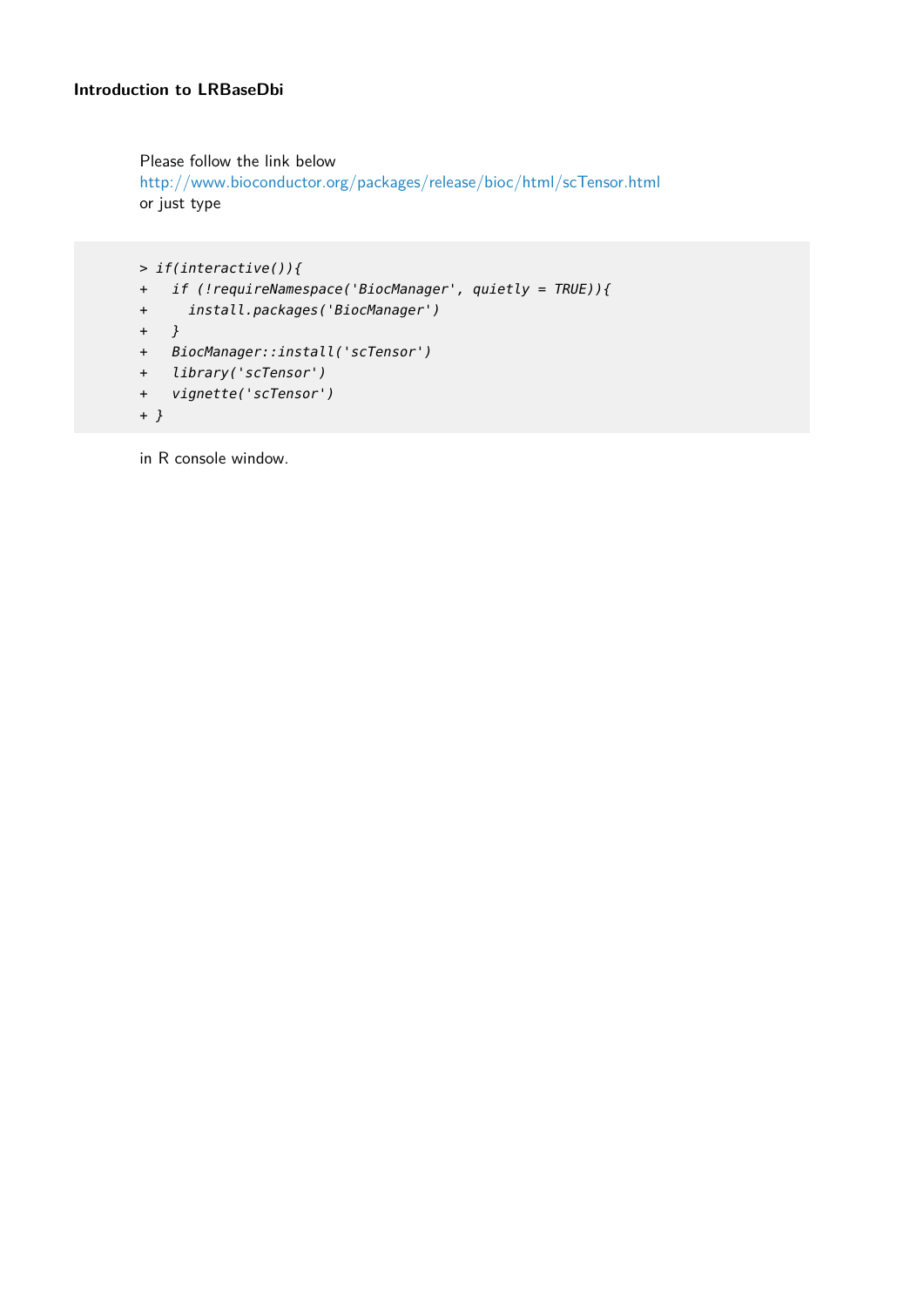### Introduction to LRBaseDbi

Please follow the link below
http://www.bioconductor.org/packages/release/bioc/html/scTensor.html
or just type

```
> if(interactive()){
+   if (!requireNamespace('BiocManager', quietly = TRUE)){
+     install.packages('BiocManager')
+   }
+   BiocManager::install('scTensor')
+   library('scTensor')
+   vignette('scTensor')
+ }
```

in R console window.